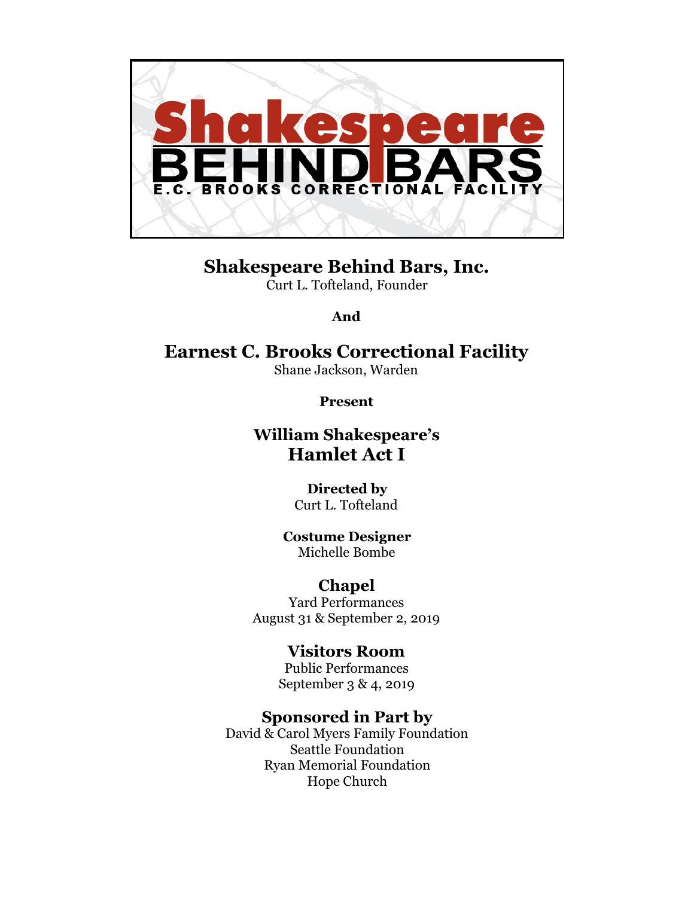# Shakespeare BEHIND BARS

E.C. BROOKS CORRECTIONAL FACILITY

## Shakespeare Behind Bars, Inc.

Curt L. Tofteland, Founder

**And**

## Earnest C. Brooks Correctional Facility

Shane Jackson, Warden

**Present**

### William Shakespeare's
### Hamlet Act I

**Directed by**
Curt L. Tofteland

**Costume Designer**
Michelle Bombe

### Chapel

Yard Performances
August 31 & September 2, 2019

### Visitors Room

Public Performances
September 3 & 4, 2019

### Sponsored in Part by

David & Carol Myers Family Foundation
Seattle Foundation
Ryan Memorial Foundation
Hope Church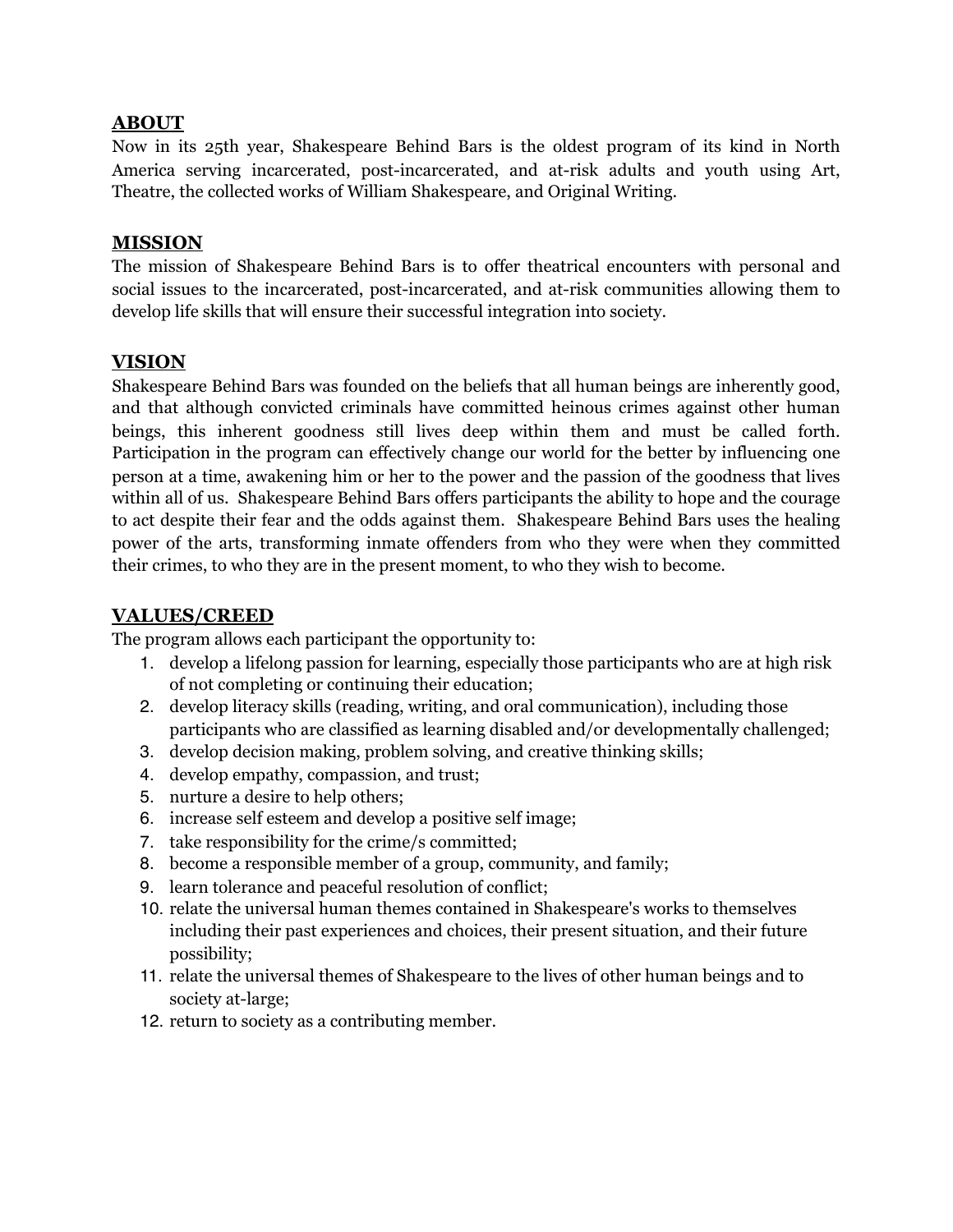## ABOUT

Now in its 25th year, Shakespeare Behind Bars is the oldest program of its kind in North America serving incarcerated, post-incarcerated, and at-risk adults and youth using Art, Theatre, the collected works of William Shakespeare, and Original Writing.

## MISSION

The mission of Shakespeare Behind Bars is to offer theatrical encounters with personal and social issues to the incarcerated, post-incarcerated, and at-risk communities allowing them to develop life skills that will ensure their successful integration into society.

## VISION

Shakespeare Behind Bars was founded on the beliefs that all human beings are inherently good, and that although convicted criminals have committed heinous crimes against other human beings, this inherent goodness still lives deep within them and must be called forth. Participation in the program can effectively change our world for the better by influencing one person at a time, awakening him or her to the power and the passion of the goodness that lives within all of us. Shakespeare Behind Bars offers participants the ability to hope and the courage to act despite their fear and the odds against them. Shakespeare Behind Bars uses the healing power of the arts, transforming inmate offenders from who they were when they committed their crimes, to who they are in the present moment, to who they wish to become.

## VALUES/CREED

The program allows each participant the opportunity to:

1. develop a lifelong passion for learning, especially those participants who are at high risk of not completing or continuing their education;
2. develop literacy skills (reading, writing, and oral communication), including those participants who are classified as learning disabled and/or developmentally challenged;
3. develop decision making, problem solving, and creative thinking skills;
4. develop empathy, compassion, and trust;
5. nurture a desire to help others;
6. increase self esteem and develop a positive self image;
7. take responsibility for the crime/s committed;
8. become a responsible member of a group, community, and family;
9. learn tolerance and peaceful resolution of conflict;
10. relate the universal human themes contained in Shakespeare's works to themselves including their past experiences and choices, their present situation, and their future possibility;
11. relate the universal themes of Shakespeare to the lives of other human beings and to society at-large;
12. return to society as a contributing member.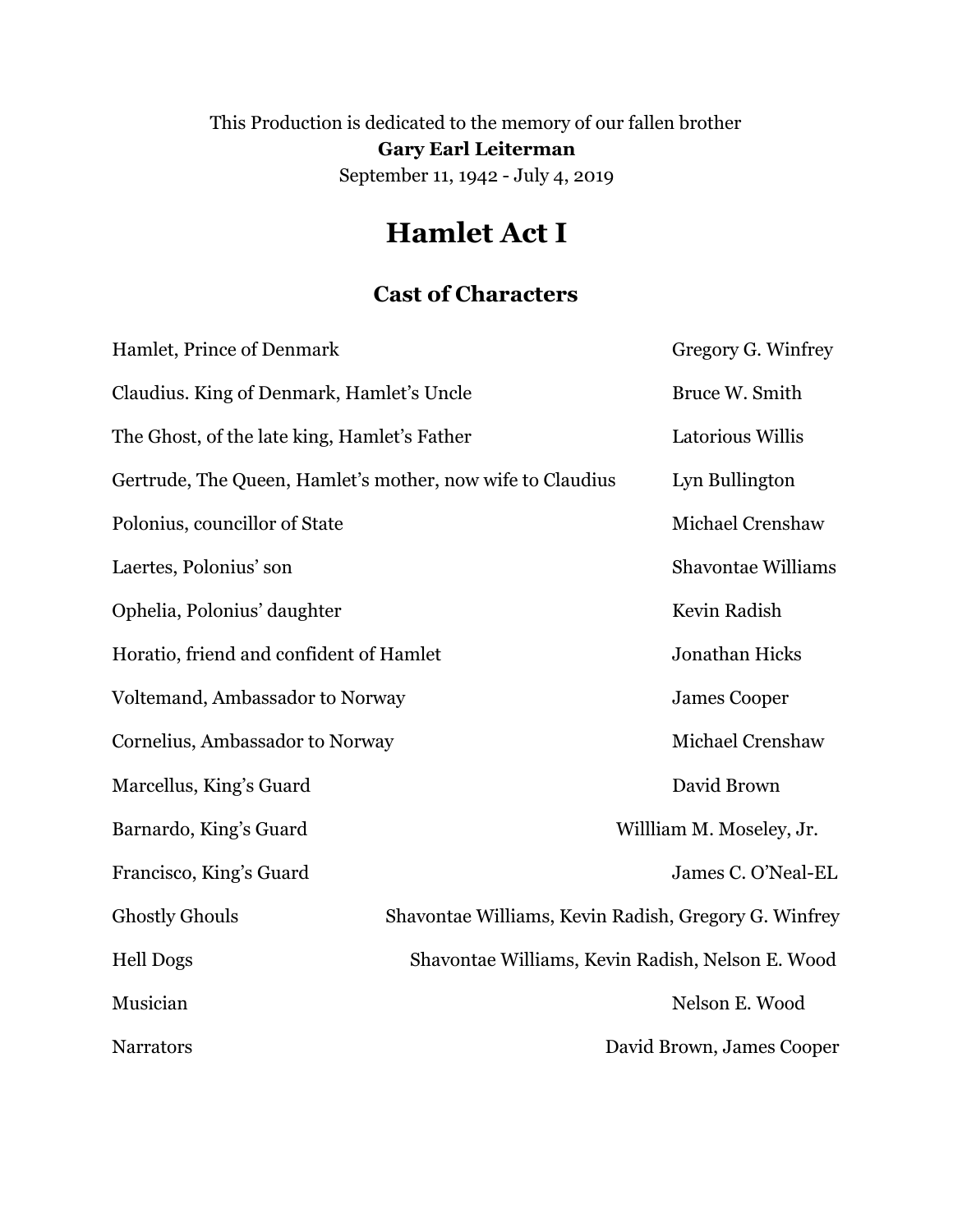This Production is dedicated to the memory of our fallen brother

**Gary Earl Leiterman**

September 11, 1942 - July 4, 2019

# Hamlet Act I

## Cast of Characters

| | |
|---|---|
| Hamlet, Prince of Denmark | Gregory G. Winfrey |
| Claudius. King of Denmark, Hamlet's Uncle | Bruce W. Smith |
| The Ghost, of the late king, Hamlet's Father | Latorious Willis |
| Gertrude, The Queen, Hamlet's mother, now wife to Claudius | Lyn Bullington |
| Polonius, councillor of State | Michael Crenshaw |
| Laertes, Polonius' son | Shavontae Williams |
| Ophelia, Polonius' daughter | Kevin Radish |
| Horatio, friend and confident of Hamlet | Jonathan Hicks |
| Voltemand, Ambassador to Norway | James Cooper |
| Cornelius, Ambassador to Norway | Michael Crenshaw |
| Marcellus, King's Guard | David Brown |
| Barnardo, King's Guard | Willliam M. Moseley, Jr. |
| Francisco, King's Guard | James C. O'Neal-EL |
| Ghostly Ghouls | Shavontae Williams, Kevin Radish, Gregory G. Winfrey |
| Hell Dogs | Shavontae Williams, Kevin Radish, Nelson E. Wood |
| Musician | Nelson E. Wood |
| Narrators | David Brown, James Cooper |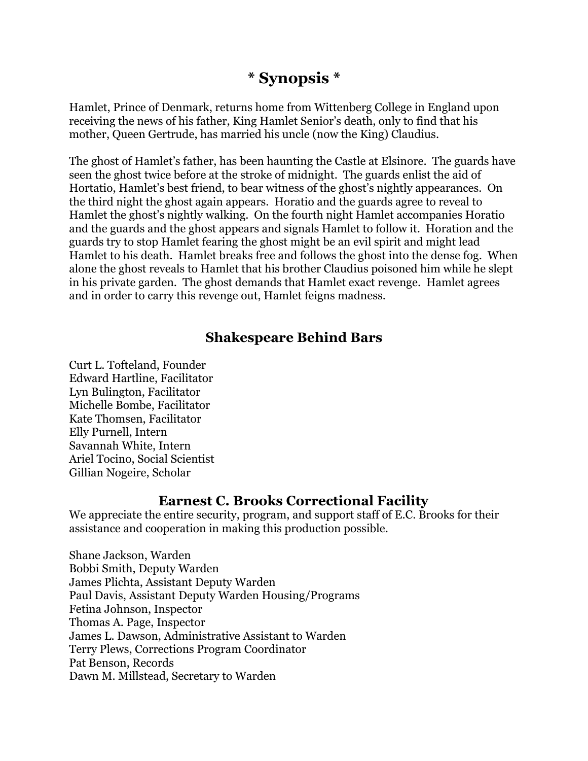# * Synopsis *

Hamlet, Prince of Denmark, returns home from Wittenberg College in England upon receiving the news of his father, King Hamlet Senior's death, only to find that his mother, Queen Gertrude, has married his uncle (now the King) Claudius.

The ghost of Hamlet's father, has been haunting the Castle at Elsinore. The guards have seen the ghost twice before at the stroke of midnight. The guards enlist the aid of Hortatio, Hamlet's best friend, to bear witness of the ghost's nightly appearances. On the third night the ghost again appears. Horatio and the guards agree to reveal to Hamlet the ghost's nightly walking. On the fourth night Hamlet accompanies Horatio and the guards and the ghost appears and signals Hamlet to follow it. Horation and the guards try to stop Hamlet fearing the ghost might be an evil spirit and might lead Hamlet to his death. Hamlet breaks free and follows the ghost into the dense fog. When alone the ghost reveals to Hamlet that his brother Claudius poisoned him while he slept in his private garden. The ghost demands that Hamlet exact revenge. Hamlet agrees and in order to carry this revenge out, Hamlet feigns madness.

## Shakespeare Behind Bars

Curt L. Tofteland, Founder
Edward Hartline, Facilitator
Lyn Bulington, Facilitator
Michelle Bombe, Facilitator
Kate Thomsen, Facilitator
Elly Purnell, Intern
Savannah White, Intern
Ariel Tocino, Social Scientist
Gillian Nogeire, Scholar

## Earnest C. Brooks Correctional Facility

We appreciate the entire security, program, and support staff of E.C. Brooks for their assistance and cooperation in making this production possible.

Shane Jackson, Warden
Bobbi Smith, Deputy Warden
James Plichta, Assistant Deputy Warden
Paul Davis, Assistant Deputy Warden Housing/Programs
Fetina Johnson, Inspector
Thomas A. Page, Inspector
James L. Dawson, Administrative Assistant to Warden
Terry Plews, Corrections Program Coordinator
Pat Benson, Records
Dawn M. Millstead, Secretary to Warden